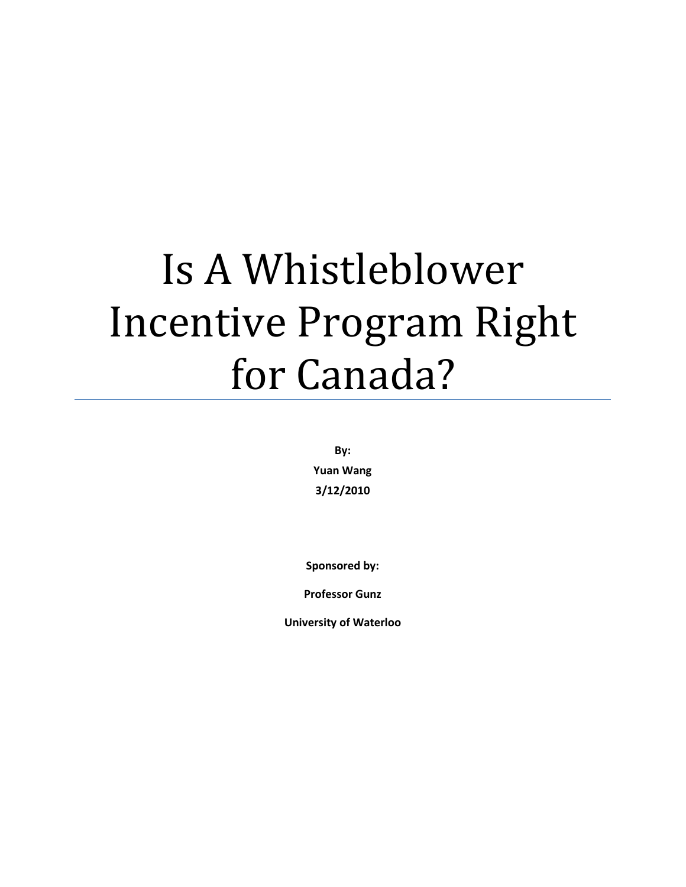# Is A Whistleblower Incentive Program Right for Canada?

**By:**

**Yuan Wang**

**3/12/2010**

**Sponsored by:**

**Professor Gunz**

**University of Waterloo**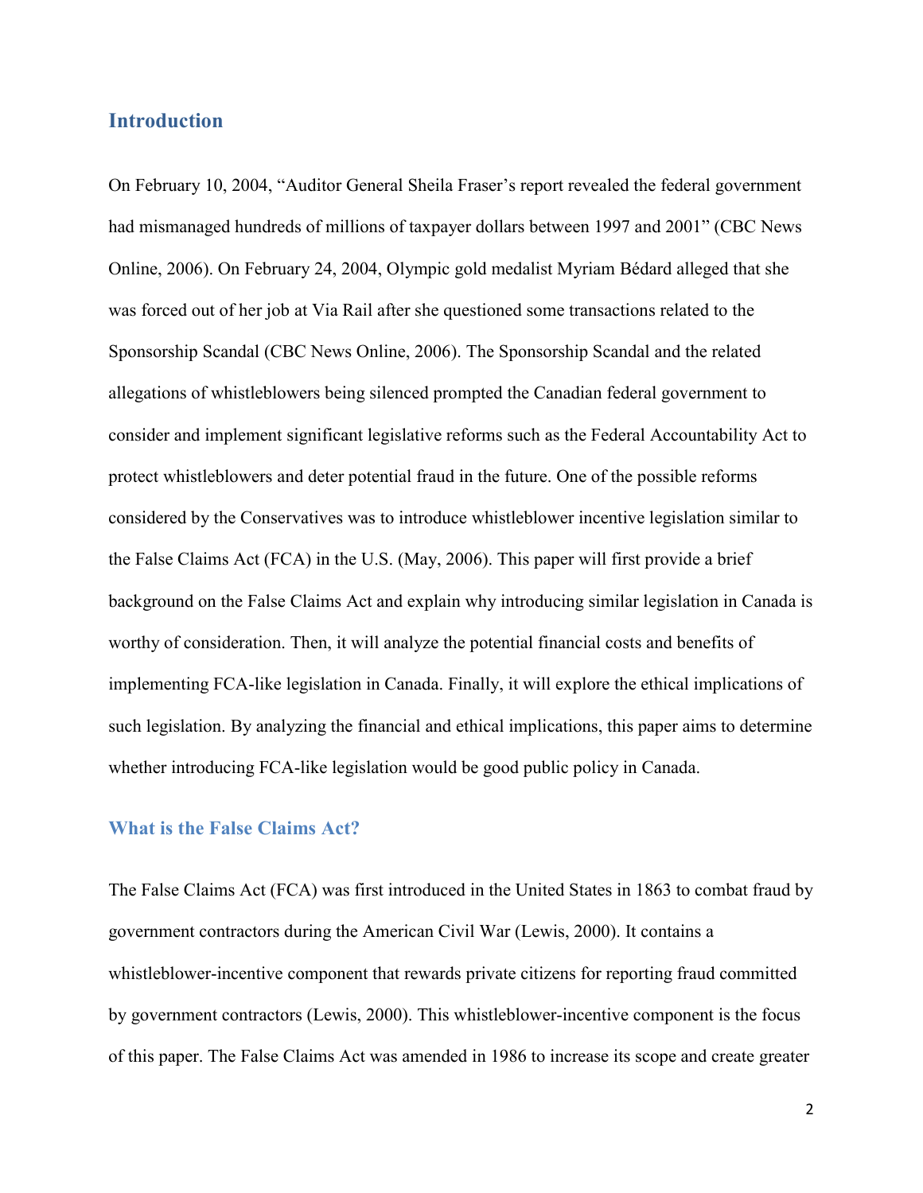## Introduction

On February 10, 2004, "Auditor General Sheila Fraser's report revealed the federal government had mismanaged hundreds of millions of taxpayer dollars between 1997 and 2001" (CBC News Online, 2006). On February 24, 2004, Olympic gold medalist Myriam Bédard alleged that she was forced out of her job at Via Rail after she questioned some transactions related to the Sponsorship Scandal (CBC News Online, 2006). The Sponsorship Scandal and the related allegations of whistleblowers being silenced prompted the Canadian federal government to consider and implement significant legislative reforms such as the Federal Accountability Act to protect whistleblowers and deter potential fraud in the future. One of the possible reforms considered by the Conservatives was to introduce whistleblower incentive legislation similar to the False Claims Act (FCA) in the U.S. (May, 2006). This paper will first provide a brief background on the False Claims Act and explain why introducing similar legislation in Canada is worthy of consideration. Then, it will analyze the potential financial costs and benefits of implementing FCA-like legislation in Canada. Finally, it will explore the ethical implications of such legislation. By analyzing the financial and ethical implications, this paper aims to determine whether introducing FCA-like legislation would be good public policy in Canada.

### What is the False Claims Act?

The False Claims Act (FCA) was first introduced in the United States in 1863 to combat fraud by government contractors during the American Civil War (Lewis, 2000). It contains a whistleblower-incentive component that rewards private citizens for reporting fraud committed by government contractors (Lewis, 2000). This whistleblower-incentive component is the focus of this paper. The False Claims Act was amended in 1986 to increase its scope and create greater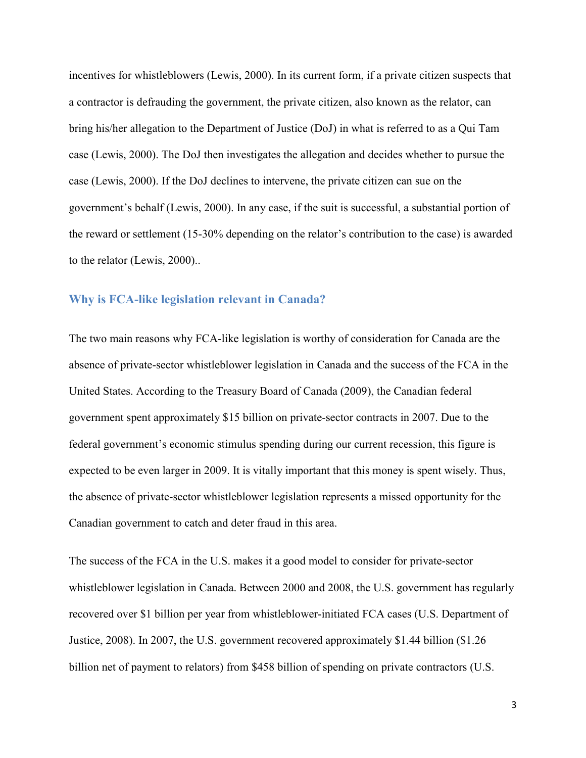incentives for whistleblowers (Lewis, 2000). In its current form, if a private citizen suspects that a contractor is defrauding the government, the private citizen, also known as the relator, can bring his/her allegation to the Department of Justice (DoJ) in what is referred to as a Qui Tam case (Lewis, 2000). The DoJ then investigates the allegation and decides whether to pursue the case (Lewis, 2000). If the DoJ declines to intervene, the private citizen can sue on the government's behalf (Lewis, 2000). In any case, if the suit is successful, a substantial portion of the reward or settlement (15-30% depending on the relator's contribution to the case) is awarded to the relator (Lewis, 2000)..

## Why is FCA-like legislation relevant in Canada?

The two main reasons why FCA-like legislation is worthy of consideration for Canada are the absence of private-sector whistleblower legislation in Canada and the success of the FCA in the United States. According to the Treasury Board of Canada (2009), the Canadian federal government spent approximately $15 billion on private-sector contracts in 2007. Due to the federal government's economic stimulus spending during our current recession, this figure is expected to be even larger in 2009. It is vitally important that this money is spent wisely. Thus, the absence of private-sector whistleblower legislation represents a missed opportunity for the Canadian government to catch and deter fraud in this area.

The success of the FCA in the U.S. makes it a good model to consider for private-sector whistleblower legislation in Canada. Between 2000 and 2008, the U.S. government has regularly recovered over $1 billion per year from whistleblower-initiated FCA cases (U.S. Department of Justice, 2008). In 2007, the U.S. government recovered approximately $1.44 billion ($1.26 billion net of payment to relators) from $458 billion of spending on private contractors (U.S.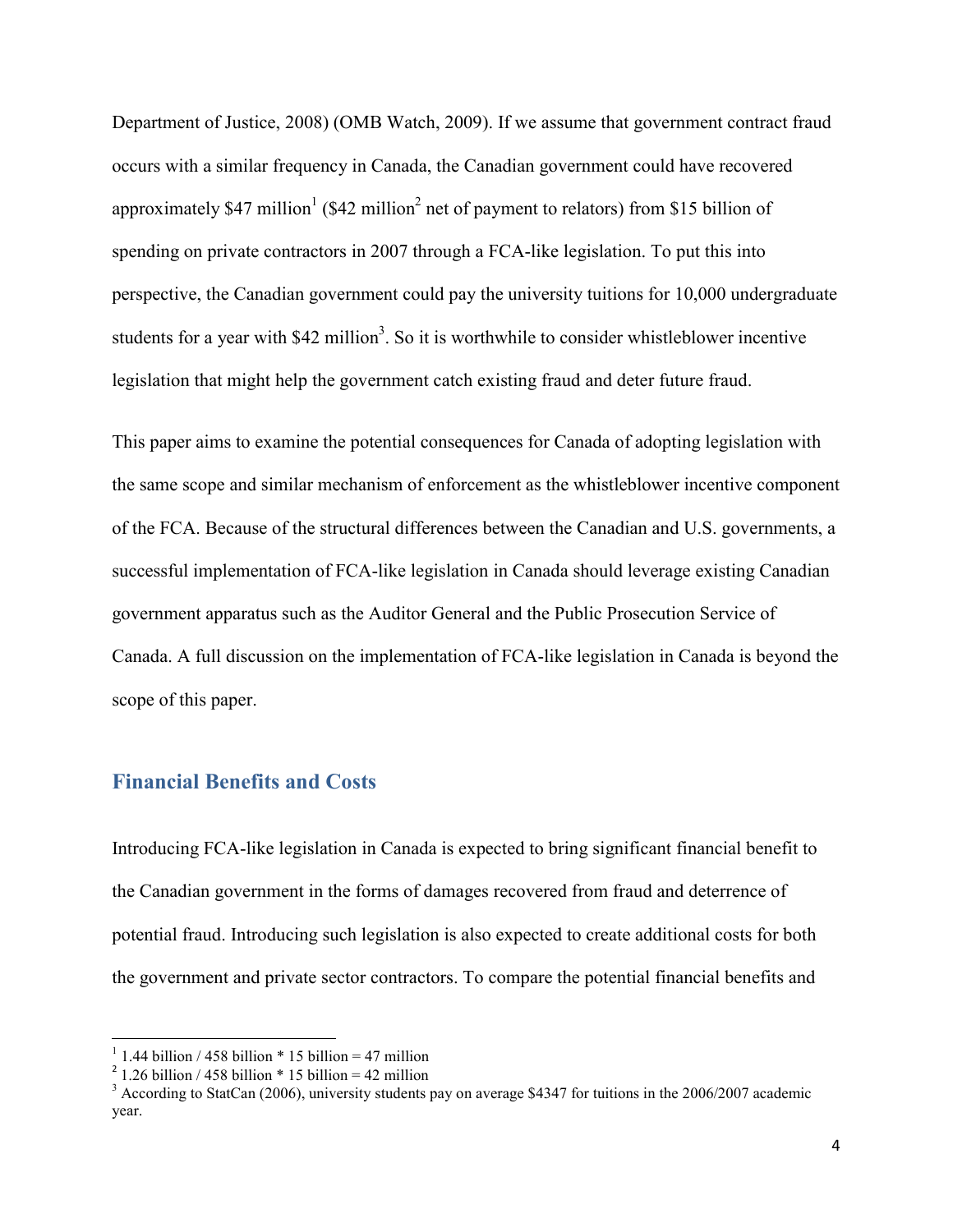Department of Justice, 2008) (OMB Watch, 2009). If we assume that government contract fraud occurs with a similar frequency in Canada, the Canadian government could have recovered approximately $47 million[1] ($42 million[2] net of payment to relators) from $15 billion of spending on private contractors in 2007 through a FCA-like legislation. To put this into perspective, the Canadian government could pay the university tuitions for 10,000 undergraduate students for a year with $42 million[3]. So it is worthwhile to consider whistleblower incentive legislation that might help the government catch existing fraud and deter future fraud.

This paper aims to examine the potential consequences for Canada of adopting legislation with the same scope and similar mechanism of enforcement as the whistleblower incentive component of the FCA. Because of the structural differences between the Canadian and U.S. governments, a successful implementation of FCA-like legislation in Canada should leverage existing Canadian government apparatus such as the Auditor General and the Public Prosecution Service of Canada. A full discussion on the implementation of FCA-like legislation in Canada is beyond the scope of this paper.

## Financial Benefits and Costs

Introducing FCA-like legislation in Canada is expected to bring significant financial benefit to the Canadian government in the forms of damages recovered from fraud and deterrence of potential fraud. Introducing such legislation is also expected to create additional costs for both the government and private sector contractors. To compare the potential financial benefits and

---

[1] 1.44 billion / 458 billion * 15 billion = 47 million

[2] 1.26 billion / 458 billion * 15 billion = 42 million

[3] According to StatCan (2006), university students pay on average $4347 for tuitions in the 2006/2007 academic year.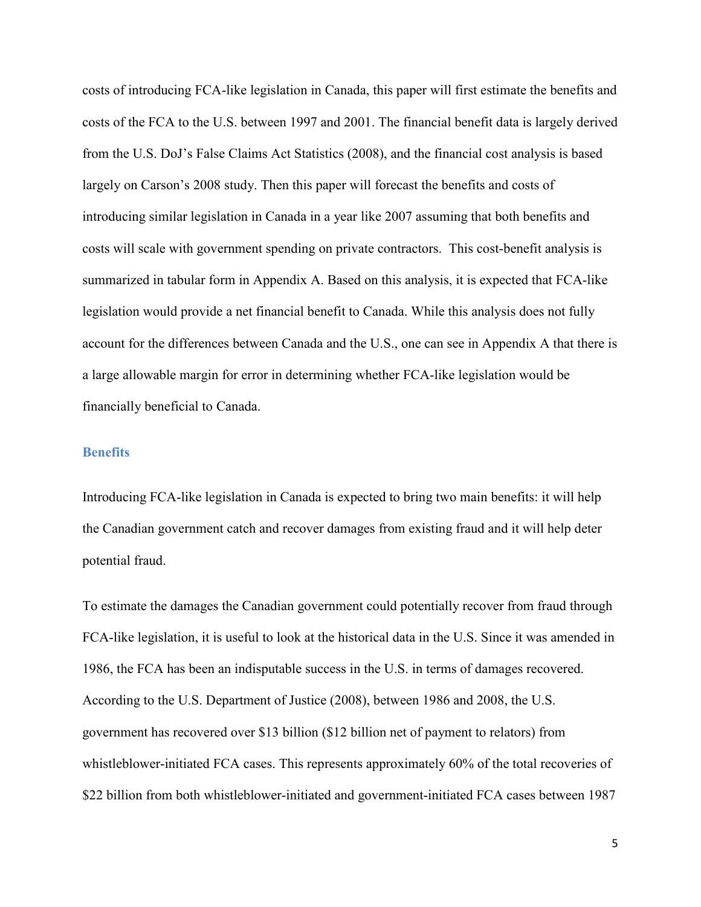costs of introducing FCA-like legislation in Canada, this paper will first estimate the benefits and costs of the FCA to the U.S. between 1997 and 2001. The financial benefit data is largely derived from the U.S. DoJ's False Claims Act Statistics (2008), and the financial cost analysis is based largely on Carson's 2008 study. Then this paper will forecast the benefits and costs of introducing similar legislation in Canada in a year like 2007 assuming that both benefits and costs will scale with government spending on private contractors. This cost-benefit analysis is summarized in tabular form in Appendix A. Based on this analysis, it is expected that FCA-like legislation would provide a net financial benefit to Canada. While this analysis does not fully account for the differences between Canada and the U.S., one can see in Appendix A that there is a large allowable margin for error in determining whether FCA-like legislation would be financially beneficial to Canada.

### Benefits

Introducing FCA-like legislation in Canada is expected to bring two main benefits: it will help the Canadian government catch and recover damages from existing fraud and it will help deter potential fraud.

To estimate the damages the Canadian government could potentially recover from fraud through FCA-like legislation, it is useful to look at the historical data in the U.S. Since it was amended in 1986, the FCA has been an indisputable success in the U.S. in terms of damages recovered. According to the U.S. Department of Justice (2008), between 1986 and 2008, the U.S. government has recovered over $13 billion ($12 billion net of payment to relators) from whistleblower-initiated FCA cases. This represents approximately 60% of the total recoveries of $22 billion from both whistleblower-initiated and government-initiated FCA cases between 1987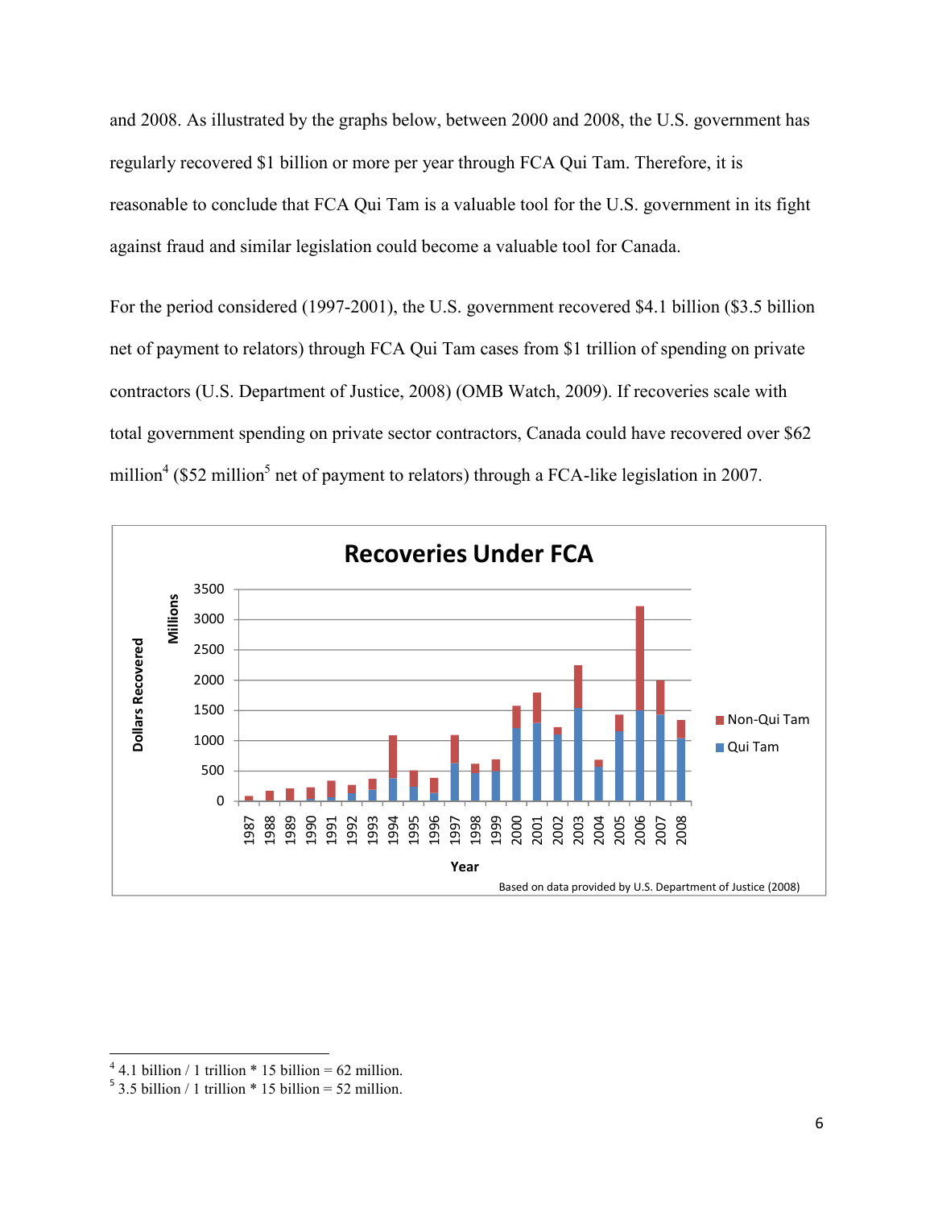and 2008. As illustrated by the graphs below, between 2000 and 2008, the U.S. government has regularly recovered $1 billion or more per year through FCA Qui Tam. Therefore, it is reasonable to conclude that FCA Qui Tam is a valuable tool for the U.S. government in its fight against fraud and similar legislation could become a valuable tool for Canada.

For the period considered (1997-2001), the U.S. government recovered $4.1 billion ($3.5 billion net of payment to relators) through FCA Qui Tam cases from $1 trillion of spending on private contractors (U.S. Department of Justice, 2008) (OMB Watch, 2009). If recoveries scale with total government spending on private sector contractors, Canada could have recovered over $62 million[4] ($52 million[5] net of payment to relators) through a FCA-like legislation in 2007.

Based on data provided by U.S. Department of Justice (2008)

---

[4] 4.1 billion / 1 trillion * 15 billion = 62 million.

[5] 3.5 billion / 1 trillion * 15 billion = 52 million.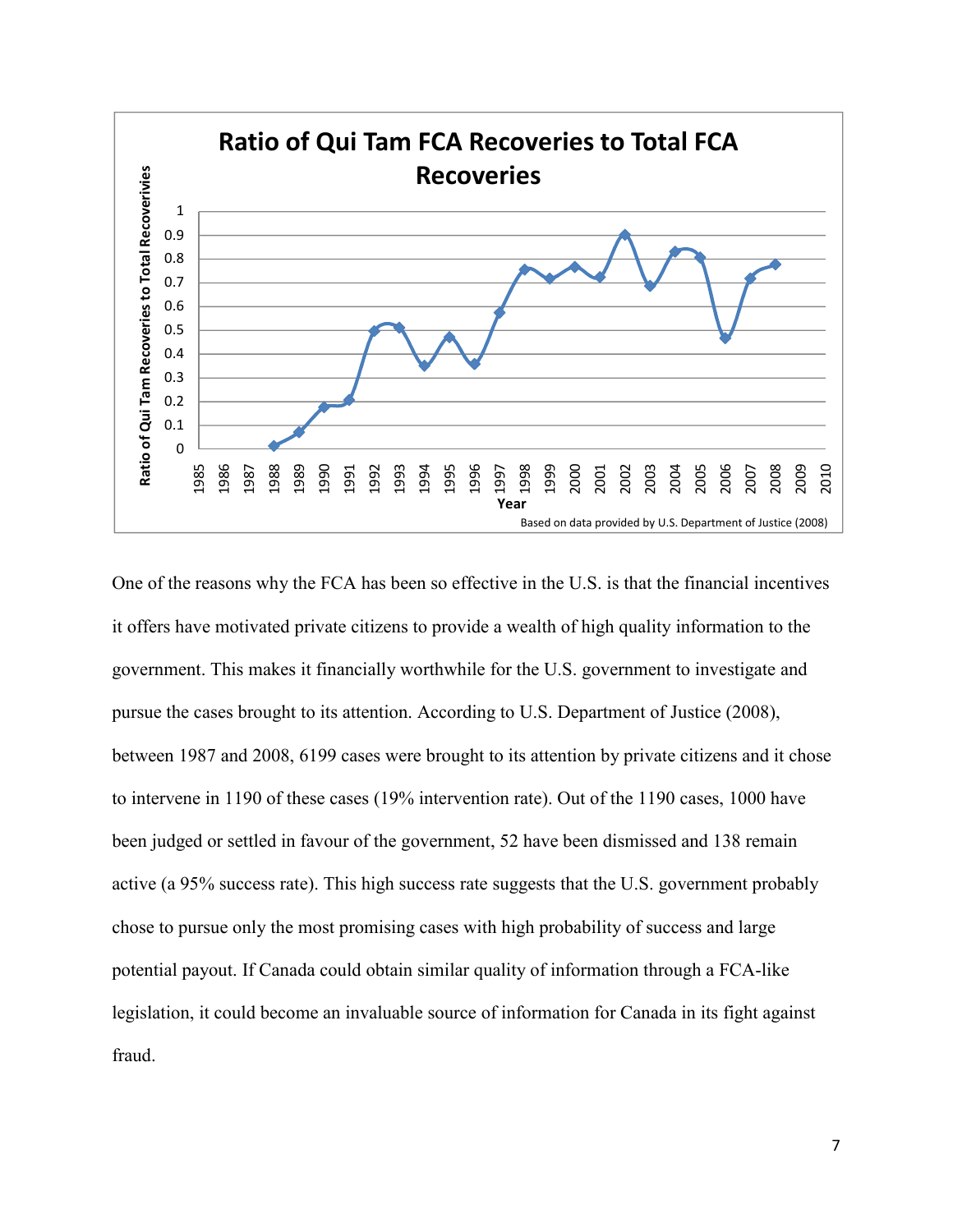One of the reasons why the FCA has been so effective in the U.S. is that the financial incentives it offers have motivated private citizens to provide a wealth of high quality information to the government. This makes it financially worthwhile for the U.S. government to investigate and pursue the cases brought to its attention. According to U.S. Department of Justice (2008), between 1987 and 2008, 6199 cases were brought to its attention by private citizens and it chose to intervene in 1190 of these cases (19% intervention rate). Out of the 1190 cases, 1000 have been judged or settled in favour of the government, 52 have been dismissed and 138 remain active (a 95% success rate). This high success rate suggests that the U.S. government probably chose to pursue only the most promising cases with high probability of success and large potential payout. If Canada could obtain similar quality of information through a FCA-like legislation, it could become an invaluable source of information for Canada in its fight against fraud.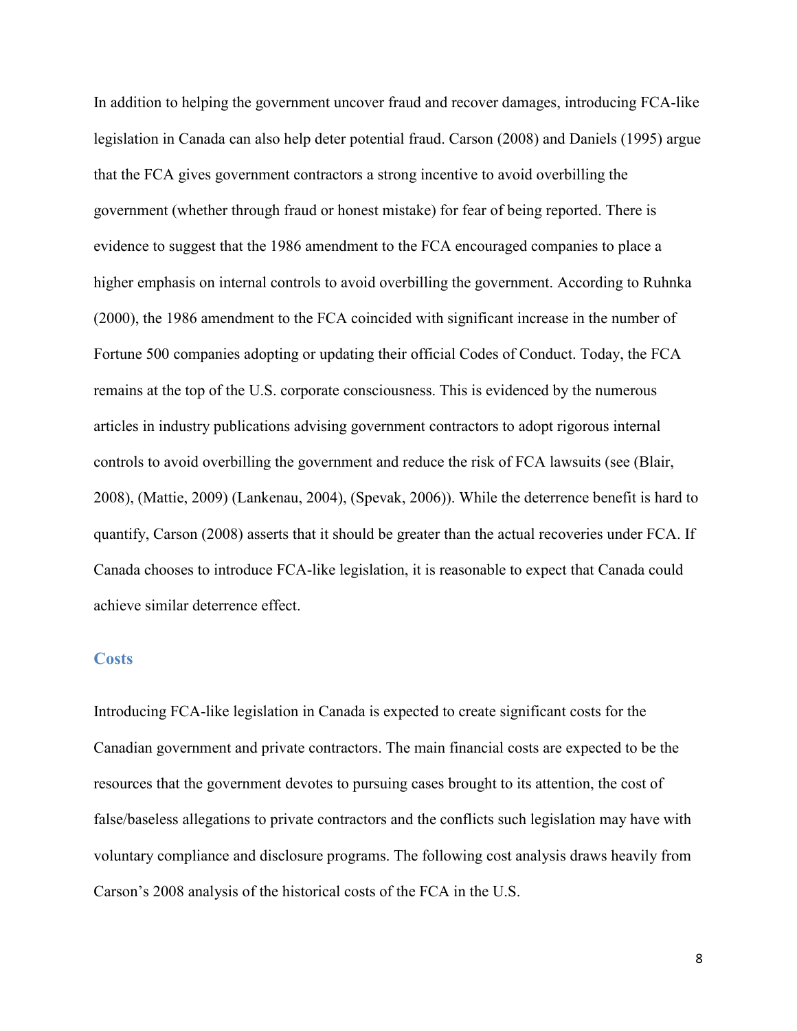In addition to helping the government uncover fraud and recover damages, introducing FCA-like legislation in Canada can also help deter potential fraud. Carson (2008) and Daniels (1995) argue that the FCA gives government contractors a strong incentive to avoid overbilling the government (whether through fraud or honest mistake) for fear of being reported. There is evidence to suggest that the 1986 amendment to the FCA encouraged companies to place a higher emphasis on internal controls to avoid overbilling the government. According to Ruhnka (2000), the 1986 amendment to the FCA coincided with significant increase in the number of Fortune 500 companies adopting or updating their official Codes of Conduct. Today, the FCA remains at the top of the U.S. corporate consciousness. This is evidenced by the numerous articles in industry publications advising government contractors to adopt rigorous internal controls to avoid overbilling the government and reduce the risk of FCA lawsuits (see (Blair, 2008), (Mattie, 2009) (Lankenau, 2004), (Spevak, 2006)). While the deterrence benefit is hard to quantify, Carson (2008) asserts that it should be greater than the actual recoveries under FCA. If Canada chooses to introduce FCA-like legislation, it is reasonable to expect that Canada could achieve similar deterrence effect.

## Costs

Introducing FCA-like legislation in Canada is expected to create significant costs for the Canadian government and private contractors. The main financial costs are expected to be the resources that the government devotes to pursuing cases brought to its attention, the cost of false/baseless allegations to private contractors and the conflicts such legislation may have with voluntary compliance and disclosure programs. The following cost analysis draws heavily from Carson's 2008 analysis of the historical costs of the FCA in the U.S.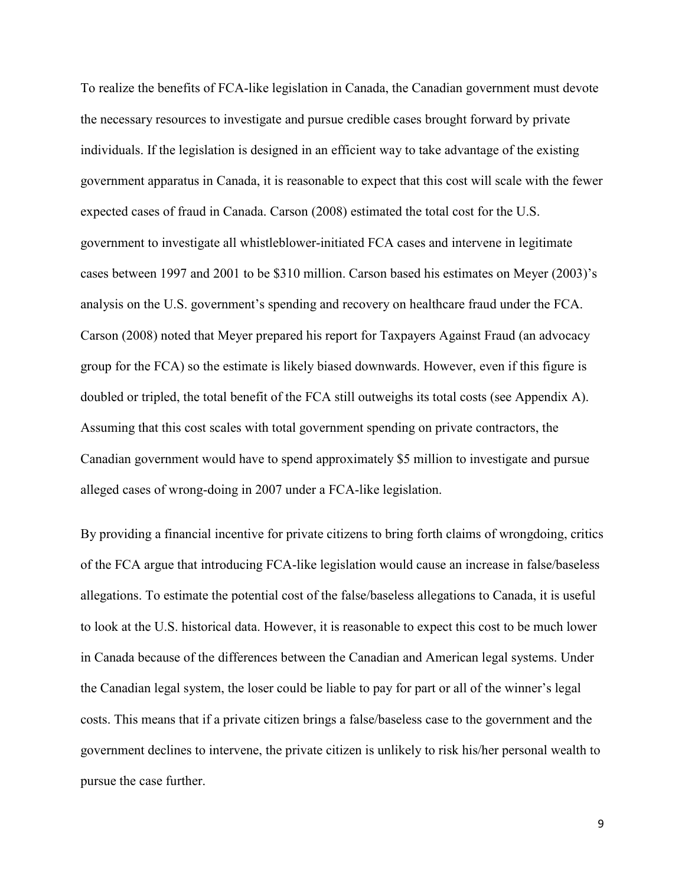To realize the benefits of FCA-like legislation in Canada, the Canadian government must devote the necessary resources to investigate and pursue credible cases brought forward by private individuals. If the legislation is designed in an efficient way to take advantage of the existing government apparatus in Canada, it is reasonable to expect that this cost will scale with the fewer expected cases of fraud in Canada. Carson (2008) estimated the total cost for the U.S. government to investigate all whistleblower-initiated FCA cases and intervene in legitimate cases between 1997 and 2001 to be $310 million. Carson based his estimates on Meyer (2003)'s analysis on the U.S. government's spending and recovery on healthcare fraud under the FCA. Carson (2008) noted that Meyer prepared his report for Taxpayers Against Fraud (an advocacy group for the FCA) so the estimate is likely biased downwards. However, even if this figure is doubled or tripled, the total benefit of the FCA still outweighs its total costs (see Appendix A). Assuming that this cost scales with total government spending on private contractors, the Canadian government would have to spend approximately $5 million to investigate and pursue alleged cases of wrong-doing in 2007 under a FCA-like legislation.

By providing a financial incentive for private citizens to bring forth claims of wrongdoing, critics of the FCA argue that introducing FCA-like legislation would cause an increase in false/baseless allegations. To estimate the potential cost of the false/baseless allegations to Canada, it is useful to look at the U.S. historical data. However, it is reasonable to expect this cost to be much lower in Canada because of the differences between the Canadian and American legal systems. Under the Canadian legal system, the loser could be liable to pay for part or all of the winner's legal costs. This means that if a private citizen brings a false/baseless case to the government and the government declines to intervene, the private citizen is unlikely to risk his/her personal wealth to pursue the case further.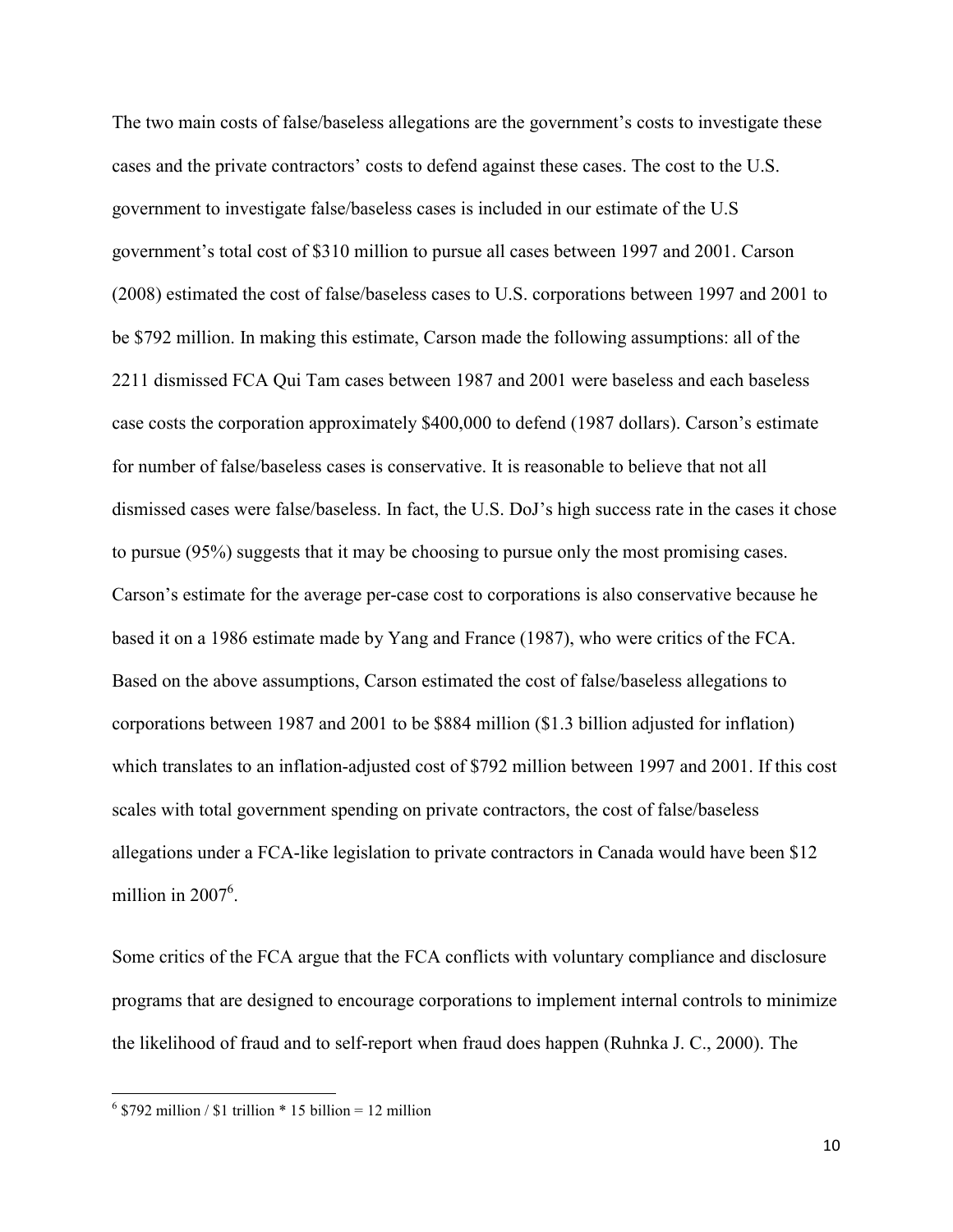The two main costs of false/baseless allegations are the government's costs to investigate these cases and the private contractors' costs to defend against these cases. The cost to the U.S. government to investigate false/baseless cases is included in our estimate of the U.S government's total cost of $310 million to pursue all cases between 1997 and 2001. Carson (2008) estimated the cost of false/baseless cases to U.S. corporations between 1997 and 2001 to be $792 million. In making this estimate, Carson made the following assumptions: all of the 2211 dismissed FCA Qui Tam cases between 1987 and 2001 were baseless and each baseless case costs the corporation approximately $400,000 to defend (1987 dollars). Carson's estimate for number of false/baseless cases is conservative. It is reasonable to believe that not all dismissed cases were false/baseless. In fact, the U.S. DoJ's high success rate in the cases it chose to pursue (95%) suggests that it may be choosing to pursue only the most promising cases. Carson's estimate for the average per-case cost to corporations is also conservative because he based it on a 1986 estimate made by Yang and France (1987), who were critics of the FCA. Based on the above assumptions, Carson estimated the cost of false/baseless allegations to corporations between 1987 and 2001 to be $884 million ($1.3 billion adjusted for inflation) which translates to an inflation-adjusted cost of $792 million between 1997 and 2001. If this cost scales with total government spending on private contractors, the cost of false/baseless allegations under a FCA-like legislation to private contractors in Canada would have been $12 million in 2007[6].

Some critics of the FCA argue that the FCA conflicts with voluntary compliance and disclosure programs that are designed to encourage corporations to implement internal controls to minimize the likelihood of fraud and to self-report when fraud does happen (Ruhnka J. C., 2000). The

---

[6] $792 million / $1 trillion * 15 billion = 12 million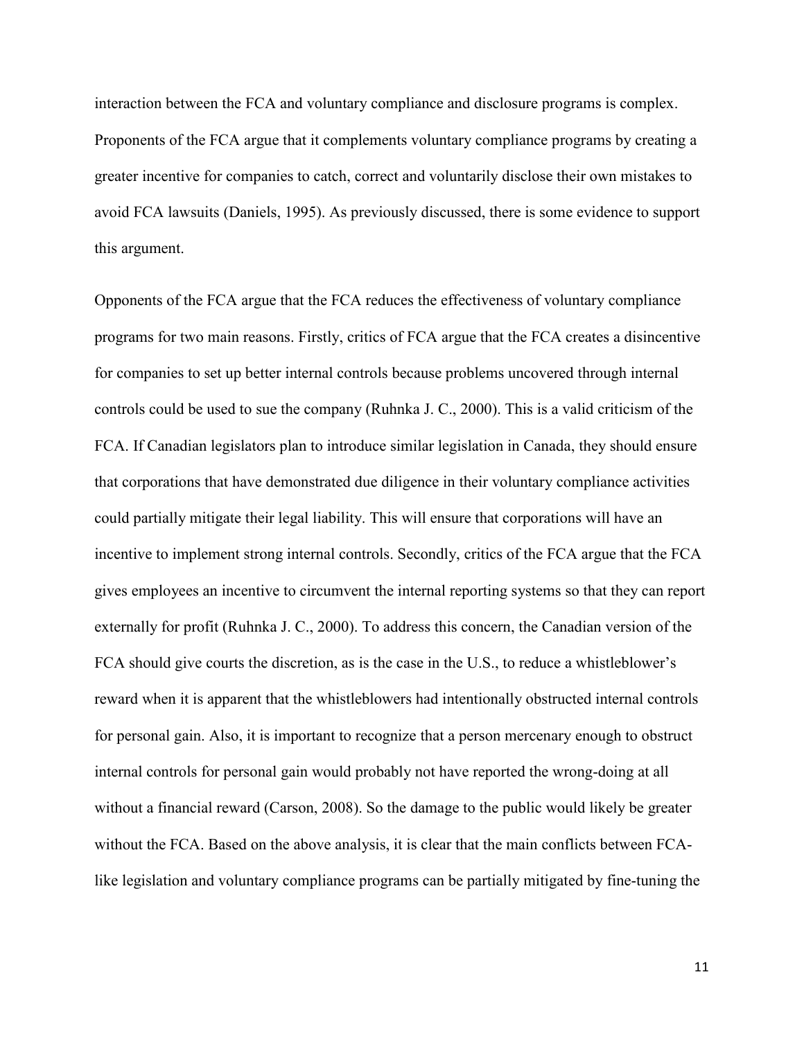interaction between the FCA and voluntary compliance and disclosure programs is complex. Proponents of the FCA argue that it complements voluntary compliance programs by creating a greater incentive for companies to catch, correct and voluntarily disclose their own mistakes to avoid FCA lawsuits (Daniels, 1995). As previously discussed, there is some evidence to support this argument.

Opponents of the FCA argue that the FCA reduces the effectiveness of voluntary compliance programs for two main reasons. Firstly, critics of FCA argue that the FCA creates a disincentive for companies to set up better internal controls because problems uncovered through internal controls could be used to sue the company (Ruhnka J. C., 2000). This is a valid criticism of the FCA. If Canadian legislators plan to introduce similar legislation in Canada, they should ensure that corporations that have demonstrated due diligence in their voluntary compliance activities could partially mitigate their legal liability. This will ensure that corporations will have an incentive to implement strong internal controls. Secondly, critics of the FCA argue that the FCA gives employees an incentive to circumvent the internal reporting systems so that they can report externally for profit (Ruhnka J. C., 2000). To address this concern, the Canadian version of the FCA should give courts the discretion, as is the case in the U.S., to reduce a whistleblower's reward when it is apparent that the whistleblowers had intentionally obstructed internal controls for personal gain. Also, it is important to recognize that a person mercenary enough to obstruct internal controls for personal gain would probably not have reported the wrong-doing at all without a financial reward (Carson, 2008). So the damage to the public would likely be greater without the FCA. Based on the above analysis, it is clear that the main conflicts between FCA-like legislation and voluntary compliance programs can be partially mitigated by fine-tuning the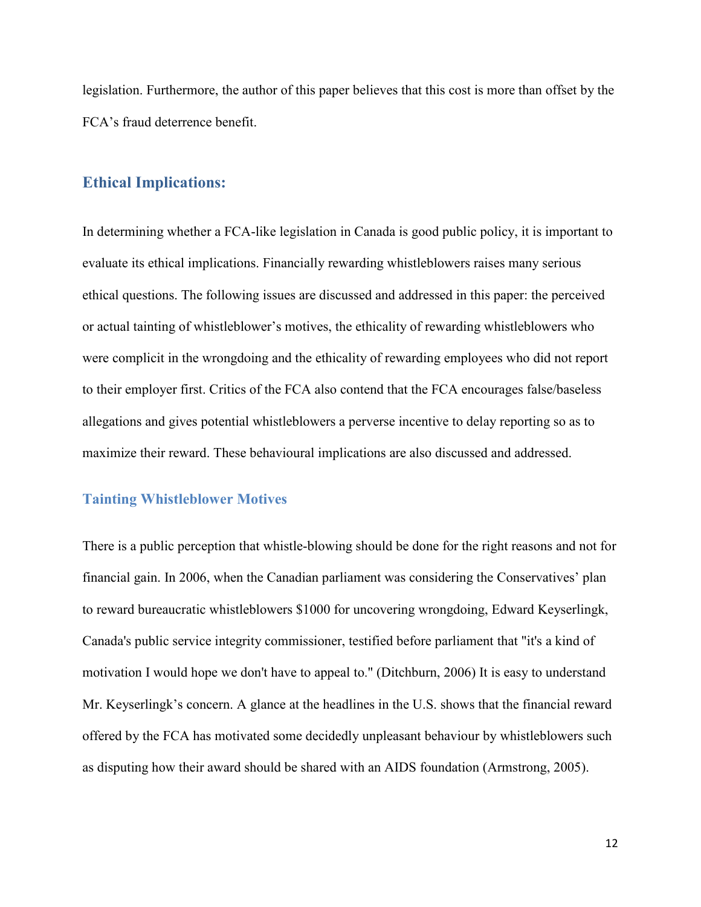legislation. Furthermore, the author of this paper believes that this cost is more than offset by the FCA's fraud deterrence benefit.

## Ethical Implications:

In determining whether a FCA-like legislation in Canada is good public policy, it is important to evaluate its ethical implications. Financially rewarding whistleblowers raises many serious ethical questions. The following issues are discussed and addressed in this paper: the perceived or actual tainting of whistleblower's motives, the ethicality of rewarding whistleblowers who were complicit in the wrongdoing and the ethicality of rewarding employees who did not report to their employer first. Critics of the FCA also contend that the FCA encourages false/baseless allegations and gives potential whistleblowers a perverse incentive to delay reporting so as to maximize their reward. These behavioural implications are also discussed and addressed.

### Tainting Whistleblower Motives

There is a public perception that whistle-blowing should be done for the right reasons and not for financial gain. In 2006, when the Canadian parliament was considering the Conservatives' plan to reward bureaucratic whistleblowers $1000 for uncovering wrongdoing, Edward Keyserlingk, Canada's public service integrity commissioner, testified before parliament that "it's a kind of motivation I would hope we don't have to appeal to." (Ditchburn, 2006) It is easy to understand Mr. Keyserlingk's concern. A glance at the headlines in the U.S. shows that the financial reward offered by the FCA has motivated some decidedly unpleasant behaviour by whistleblowers such as disputing how their award should be shared with an AIDS foundation (Armstrong, 2005).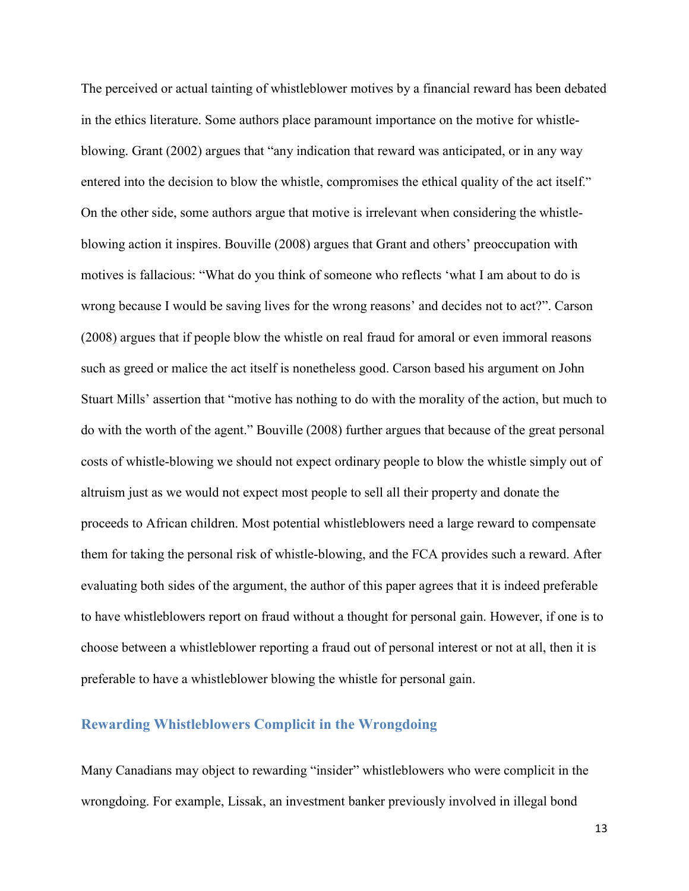The perceived or actual tainting of whistleblower motives by a financial reward has been debated in the ethics literature. Some authors place paramount importance on the motive for whistle-blowing. Grant (2002) argues that "any indication that reward was anticipated, or in any way entered into the decision to blow the whistle, compromises the ethical quality of the act itself." On the other side, some authors argue that motive is irrelevant when considering the whistle-blowing action it inspires. Bouville (2008) argues that Grant and others' preoccupation with motives is fallacious: "What do you think of someone who reflects 'what I am about to do is wrong because I would be saving lives for the wrong reasons' and decides not to act?". Carson (2008) argues that if people blow the whistle on real fraud for amoral or even immoral reasons such as greed or malice the act itself is nonetheless good. Carson based his argument on John Stuart Mills' assertion that "motive has nothing to do with the morality of the action, but much to do with the worth of the agent." Bouville (2008) further argues that because of the great personal costs of whistle-blowing we should not expect ordinary people to blow the whistle simply out of altruism just as we would not expect most people to sell all their property and donate the proceeds to African children. Most potential whistleblowers need a large reward to compensate them for taking the personal risk of whistle-blowing, and the FCA provides such a reward. After evaluating both sides of the argument, the author of this paper agrees that it is indeed preferable to have whistleblowers report on fraud without a thought for personal gain. However, if one is to choose between a whistleblower reporting a fraud out of personal interest or not at all, then it is preferable to have a whistleblower blowing the whistle for personal gain.

## Rewarding Whistleblowers Complicit in the Wrongdoing

Many Canadians may object to rewarding "insider" whistleblowers who were complicit in the wrongdoing. For example, Lissak, an investment banker previously involved in illegal bond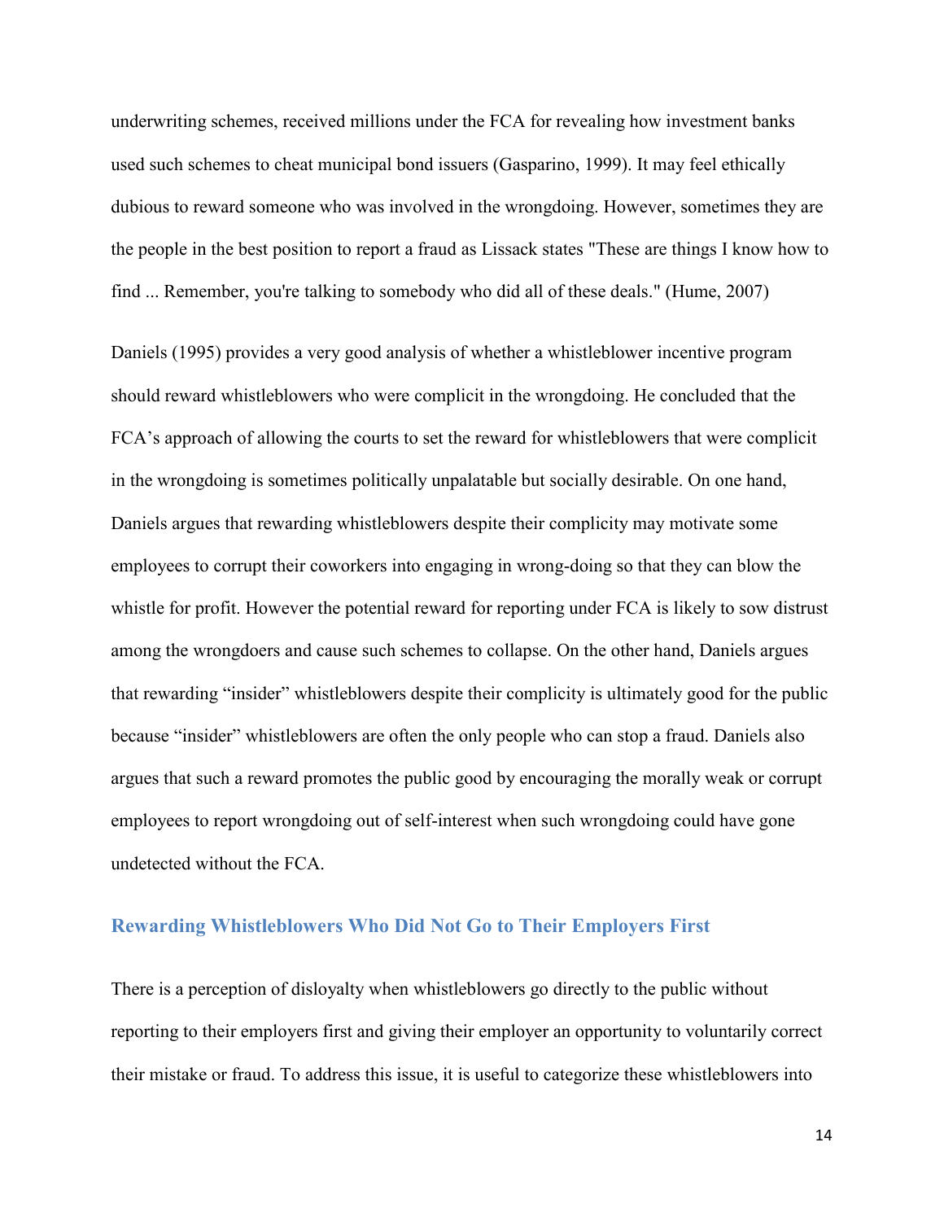underwriting schemes, received millions under the FCA for revealing how investment banks used such schemes to cheat municipal bond issuers (Gasparino, 1999). It may feel ethically dubious to reward someone who was involved in the wrongdoing. However, sometimes they are the people in the best position to report a fraud as Lissack states "These are things I know how to find ... Remember, you're talking to somebody who did all of these deals." (Hume, 2007)

Daniels (1995) provides a very good analysis of whether a whistleblower incentive program should reward whistleblowers who were complicit in the wrongdoing. He concluded that the FCA's approach of allowing the courts to set the reward for whistleblowers that were complicit in the wrongdoing is sometimes politically unpalatable but socially desirable. On one hand, Daniels argues that rewarding whistleblowers despite their complicity may motivate some employees to corrupt their coworkers into engaging in wrong-doing so that they can blow the whistle for profit. However the potential reward for reporting under FCA is likely to sow distrust among the wrongdoers and cause such schemes to collapse. On the other hand, Daniels argues that rewarding "insider" whistleblowers despite their complicity is ultimately good for the public because "insider" whistleblowers are often the only people who can stop a fraud. Daniels also argues that such a reward promotes the public good by encouraging the morally weak or corrupt employees to report wrongdoing out of self-interest when such wrongdoing could have gone undetected without the FCA.

## Rewarding Whistleblowers Who Did Not Go to Their Employers First

There is a perception of disloyalty when whistleblowers go directly to the public without reporting to their employers first and giving their employer an opportunity to voluntarily correct their mistake or fraud. To address this issue, it is useful to categorize these whistleblowers into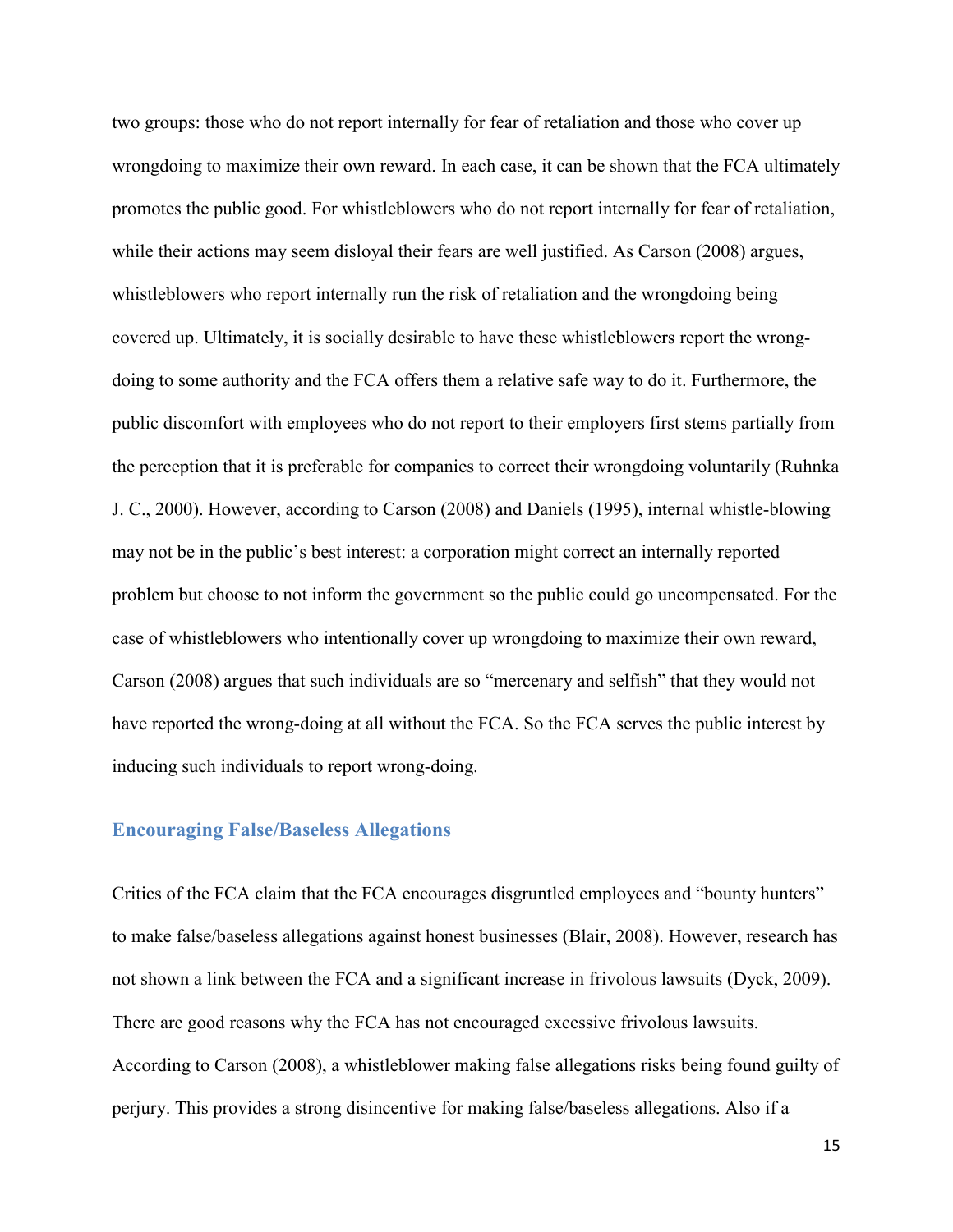two groups: those who do not report internally for fear of retaliation and those who cover up wrongdoing to maximize their own reward. In each case, it can be shown that the FCA ultimately promotes the public good. For whistleblowers who do not report internally for fear of retaliation, while their actions may seem disloyal their fears are well justified. As Carson (2008) argues, whistleblowers who report internally run the risk of retaliation and the wrongdoing being covered up. Ultimately, it is socially desirable to have these whistleblowers report the wrong-doing to some authority and the FCA offers them a relative safe way to do it. Furthermore, the public discomfort with employees who do not report to their employers first stems partially from the perception that it is preferable for companies to correct their wrongdoing voluntarily (Ruhnka J. C., 2000). However, according to Carson (2008) and Daniels (1995), internal whistle-blowing may not be in the public's best interest: a corporation might correct an internally reported problem but choose to not inform the government so the public could go uncompensated. For the case of whistleblowers who intentionally cover up wrongdoing to maximize their own reward, Carson (2008) argues that such individuals are so "mercenary and selfish" that they would not have reported the wrong-doing at all without the FCA. So the FCA serves the public interest by inducing such individuals to report wrong-doing.

### Encouraging False/Baseless Allegations

Critics of the FCA claim that the FCA encourages disgruntled employees and "bounty hunters" to make false/baseless allegations against honest businesses (Blair, 2008). However, research has not shown a link between the FCA and a significant increase in frivolous lawsuits (Dyck, 2009). There are good reasons why the FCA has not encouraged excessive frivolous lawsuits. According to Carson (2008), a whistleblower making false allegations risks being found guilty of perjury. This provides a strong disincentive for making false/baseless allegations. Also if a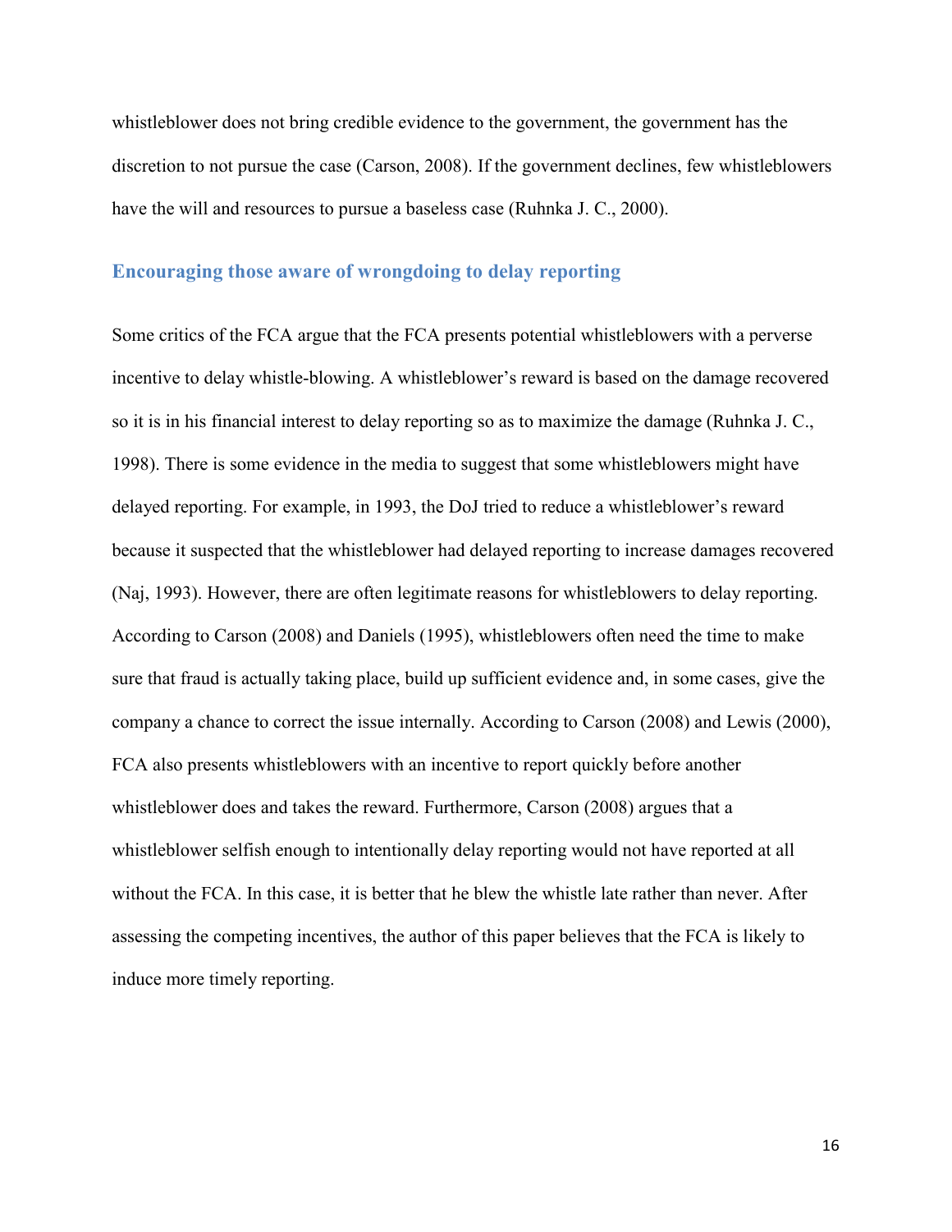whistleblower does not bring credible evidence to the government, the government has the discretion to not pursue the case (Carson, 2008). If the government declines, few whistleblowers have the will and resources to pursue a baseless case (Ruhnka J. C., 2000).

### Encouraging those aware of wrongdoing to delay reporting

Some critics of the FCA argue that the FCA presents potential whistleblowers with a perverse incentive to delay whistle-blowing. A whistleblower's reward is based on the damage recovered so it is in his financial interest to delay reporting so as to maximize the damage (Ruhnka J. C., 1998). There is some evidence in the media to suggest that some whistleblowers might have delayed reporting. For example, in 1993, the DoJ tried to reduce a whistleblower's reward because it suspected that the whistleblower had delayed reporting to increase damages recovered (Naj, 1993). However, there are often legitimate reasons for whistleblowers to delay reporting. According to Carson (2008) and Daniels (1995), whistleblowers often need the time to make sure that fraud is actually taking place, build up sufficient evidence and, in some cases, give the company a chance to correct the issue internally. According to Carson (2008) and Lewis (2000), FCA also presents whistleblowers with an incentive to report quickly before another whistleblower does and takes the reward. Furthermore, Carson (2008) argues that a whistleblower selfish enough to intentionally delay reporting would not have reported at all without the FCA. In this case, it is better that he blew the whistle late rather than never. After assessing the competing incentives, the author of this paper believes that the FCA is likely to induce more timely reporting.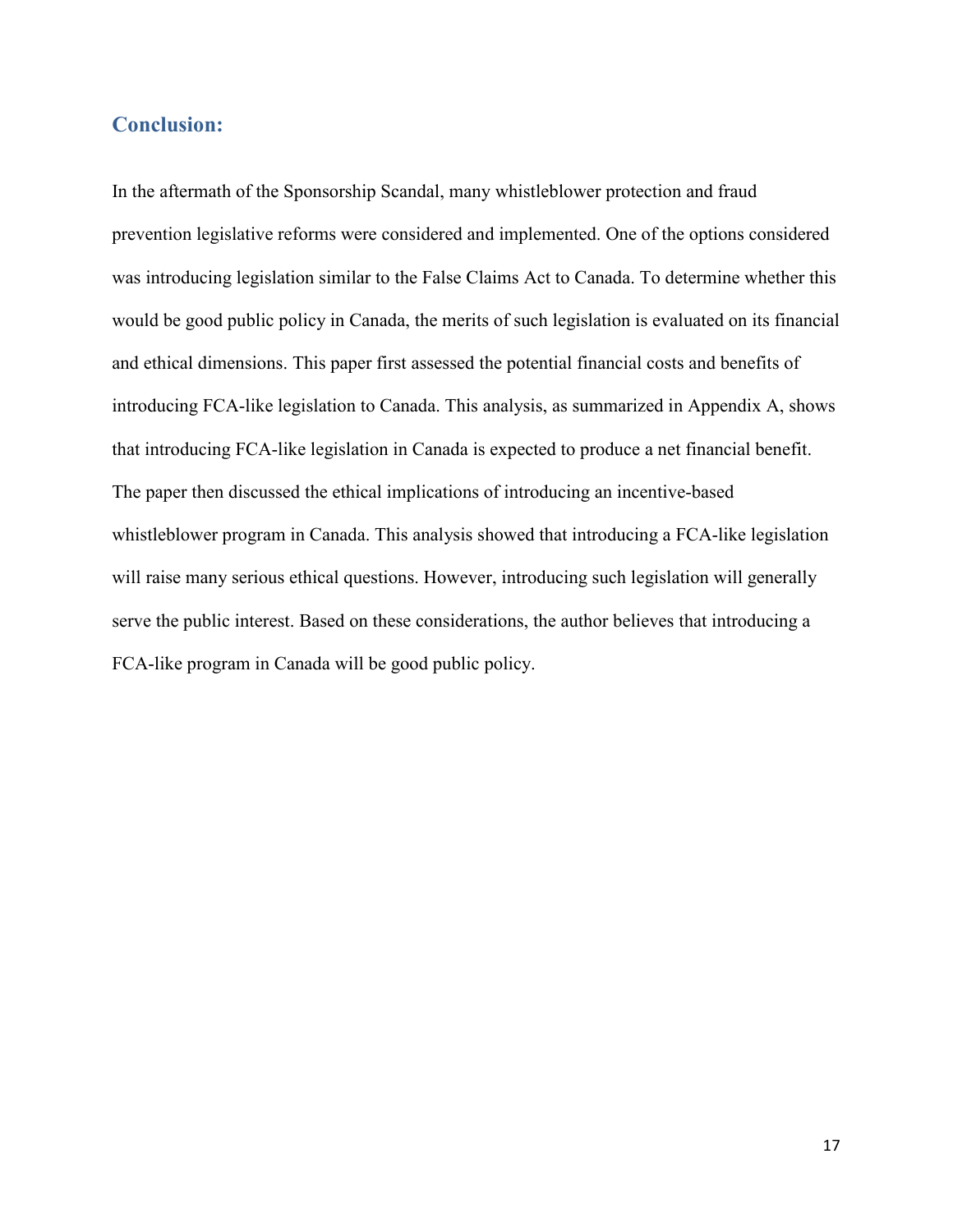## Conclusion:

In the aftermath of the Sponsorship Scandal, many whistleblower protection and fraud prevention legislative reforms were considered and implemented. One of the options considered was introducing legislation similar to the False Claims Act to Canada. To determine whether this would be good public policy in Canada, the merits of such legislation is evaluated on its financial and ethical dimensions. This paper first assessed the potential financial costs and benefits of introducing FCA-like legislation to Canada. This analysis, as summarized in Appendix A, shows that introducing FCA-like legislation in Canada is expected to produce a net financial benefit. The paper then discussed the ethical implications of introducing an incentive-based whistleblower program in Canada. This analysis showed that introducing a FCA-like legislation will raise many serious ethical questions. However, introducing such legislation will generally serve the public interest. Based on these considerations, the author believes that introducing a FCA-like program in Canada will be good public policy.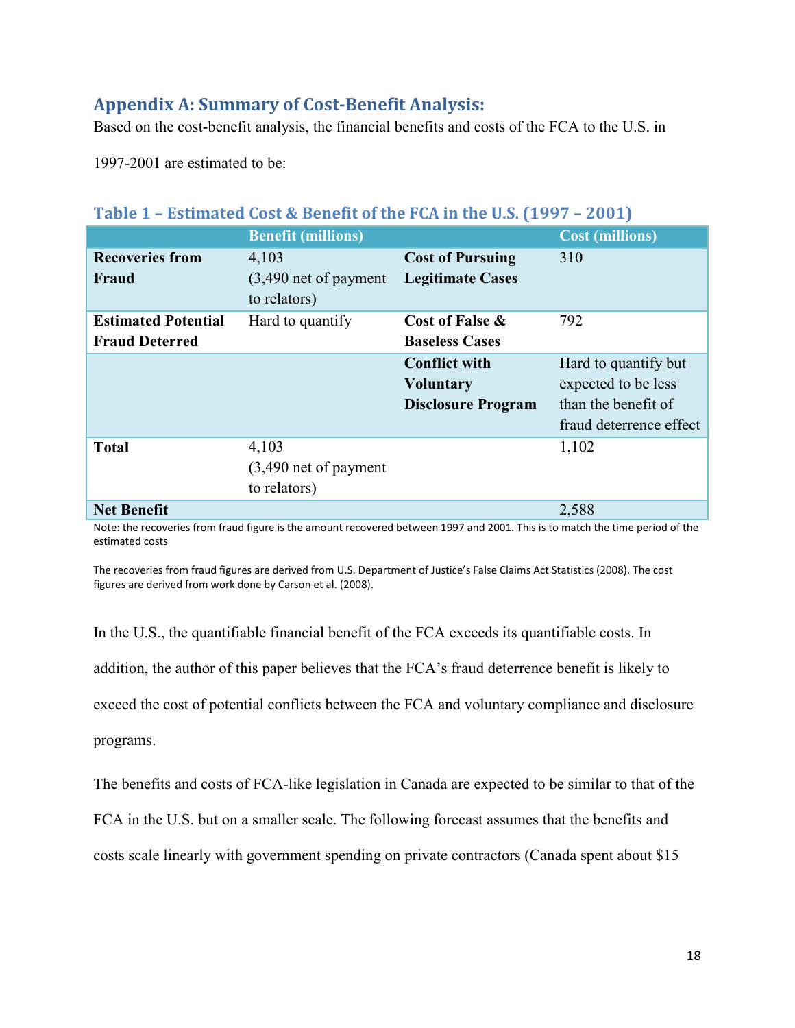## Appendix A: Summary of Cost-Benefit Analysis:

Based on the cost-benefit analysis, the financial benefits and costs of the FCA to the U.S. in 1997-2001 are estimated to be:

### Table 1 – Estimated Cost & Benefit of the FCA in the U.S. (1997 – 2001)

| | Benefit (millions) | | Cost (millions) |
|---|---|---|---|
| **Recoveries from Fraud** | 4,103 (3,490 net of payment to relators) | **Cost of Pursuing Legitimate Cases** | 310 |
| **Estimated Potential Fraud Deterred** | Hard to quantify | **Cost of False & Baseless Cases** | 792 |
| | | **Conflict with Voluntary Disclosure Program** | Hard to quantify but expected to be less than the benefit of fraud deterrence effect |
| **Total** | 4,103 (3,490 net of payment to relators) | | 1,102 |
| **Net Benefit** | | | 2,588 |

Note: the recoveries from fraud figure is the amount recovered between 1997 and 2001. This is to match the time period of the estimated costs

The recoveries from fraud figures are derived from U.S. Department of Justice's False Claims Act Statistics (2008). The cost figures are derived from work done by Carson et al. (2008).

In the U.S., the quantifiable financial benefit of the FCA exceeds its quantifiable costs. In addition, the author of this paper believes that the FCA's fraud deterrence benefit is likely to exceed the cost of potential conflicts between the FCA and voluntary compliance and disclosure programs.

The benefits and costs of FCA-like legislation in Canada are expected to be similar to that of the FCA in the U.S. but on a smaller scale. The following forecast assumes that the benefits and costs scale linearly with government spending on private contractors (Canada spent about $15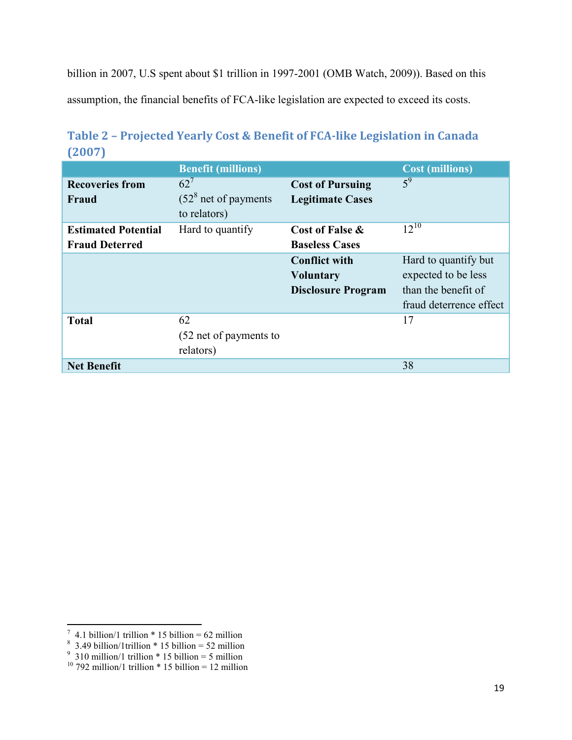billion in 2007, U.S spent about $1 trillion in 1997-2001 (OMB Watch, 2009)). Based on this assumption, the financial benefits of FCA-like legislation are expected to exceed its costs.

### Table 2 – Projected Yearly Cost & Benefit of FCA-like Legislation in Canada (2007)

| | Benefit (millions) | | Cost (millions) |
|---|---|---|---|
| **Recoveries from Fraud** | 62[7] (52[8] net of payments to relators) | **Cost of Pursuing Legitimate Cases** | 5[9] |
| **Estimated Potential Fraud Deterred** | Hard to quantify | **Cost of False & Baseless Cases** | 12[10] |
| | | **Conflict with Voluntary Disclosure Program** | Hard to quantify but expected to be less than the benefit of fraud deterrence effect |
| **Total** | 62 (52 net of payments to relators) | | 17 |
| **Net Benefit** | | | 38 |

---

[7] 4.1 billion/1 trillion * 15 billion = 62 million
[8] 3.49 billion/1trillion * 15 billion = 52 million
[9] 310 million/1 trillion * 15 billion = 5 million
[10] 792 million/1 trillion * 15 billion = 12 million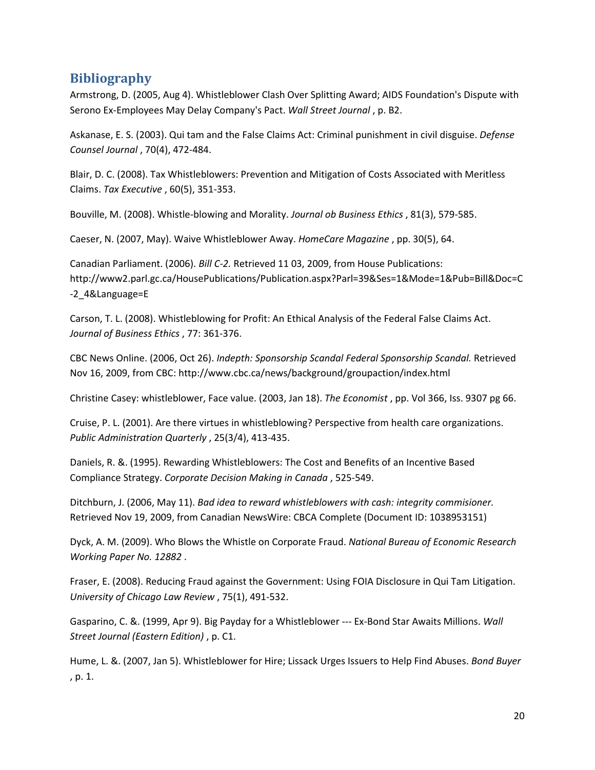## Bibliography

Armstrong, D. (2005, Aug 4). Whistleblower Clash Over Splitting Award; AIDS Foundation's Dispute with Serono Ex-Employees May Delay Company's Pact. *Wall Street Journal* , p. B2.

Askanase, E. S. (2003). Qui tam and the False Claims Act: Criminal punishment in civil disguise. *Defense Counsel Journal* , 70(4), 472-484.

Blair, D. C. (2008). Tax Whistleblowers: Prevention and Mitigation of Costs Associated with Meritless Claims. *Tax Executive* , 60(5), 351-353.

Bouville, M. (2008). Whistle-blowing and Morality. *Journal ob Business Ethics* , 81(3), 579-585.

Caeser, N. (2007, May). Waive Whistleblower Away. *HomeCare Magazine* , pp. 30(5), 64.

Canadian Parliament. (2006). *Bill C-2.* Retrieved 11 03, 2009, from House Publications: http://www2.parl.gc.ca/HousePublications/Publication.aspx?Parl=39&Ses=1&Mode=1&Pub=Bill&Doc=C-2_4&Language=E

Carson, T. L. (2008). Whistleblowing for Profit: An Ethical Analysis of the Federal False Claims Act. *Journal of Business Ethics* , 77: 361-376.

CBC News Online. (2006, Oct 26). *Indepth: Sponsorship Scandal Federal Sponsorship Scandal.* Retrieved Nov 16, 2009, from CBC: http://www.cbc.ca/news/background/groupaction/index.html

Christine Casey: whistleblower, Face value. (2003, Jan 18). *The Economist* , pp. Vol 366, Iss. 9307 pg 66.

Cruise, P. L. (2001). Are there virtues in whistleblowing? Perspective from health care organizations. *Public Administration Quarterly* , 25(3/4), 413-435.

Daniels, R. &. (1995). Rewarding Whistleblowers: The Cost and Benefits of an Incentive Based Compliance Strategy. *Corporate Decision Making in Canada* , 525-549.

Ditchburn, J. (2006, May 11). *Bad idea to reward whistleblowers with cash: integrity commisioner.* Retrieved Nov 19, 2009, from Canadian NewsWire: CBCA Complete (Document ID: 1038953151)

Dyck, A. M. (2009). Who Blows the Whistle on Corporate Fraud. *National Bureau of Economic Research Working Paper No. 12882* .

Fraser, E. (2008). Reducing Fraud against the Government: Using FOIA Disclosure in Qui Tam Litigation. *University of Chicago Law Review* , 75(1), 491-532.

Gasparino, C. &. (1999, Apr 9). Big Payday for a Whistleblower --- Ex-Bond Star Awaits Millions. *Wall Street Journal (Eastern Edition)* , p. C1.

Hume, L. &. (2007, Jan 5). Whistleblower for Hire; Lissack Urges Issuers to Help Find Abuses. *Bond Buyer* , p. 1.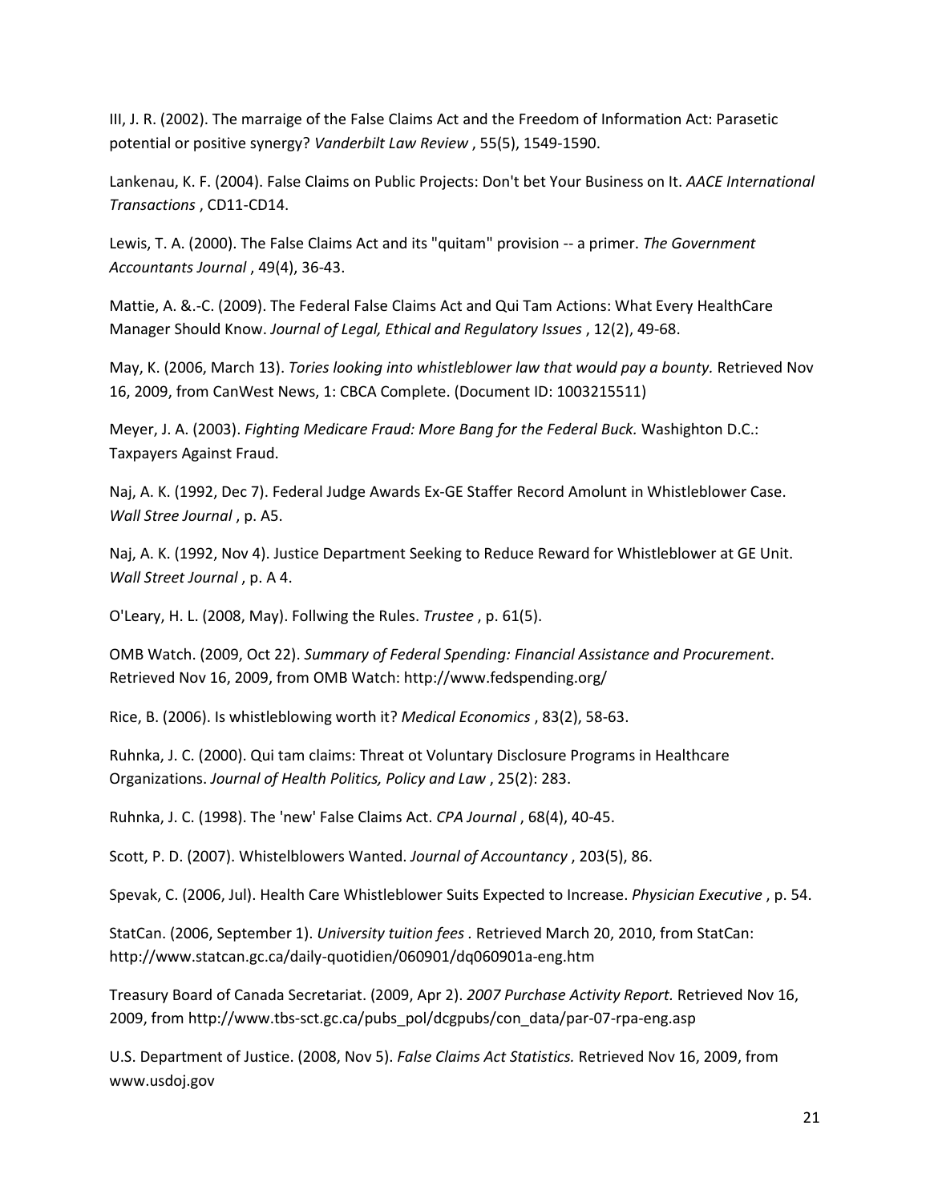III, J. R. (2002). The marraige of the False Claims Act and the Freedom of Information Act: Parasetic potential or positive synergy? *Vanderbilt Law Review* , 55(5), 1549-1590.

Lankenau, K. F. (2004). False Claims on Public Projects: Don't bet Your Business on It. *AACE International Transactions* , CD11-CD14.

Lewis, T. A. (2000). The False Claims Act and its "quitam" provision -- a primer. *The Government Accountants Journal* , 49(4), 36-43.

Mattie, A. &.-C. (2009). The Federal False Claims Act and Qui Tam Actions: What Every HealthCare Manager Should Know. *Journal of Legal, Ethical and Regulatory Issues* , 12(2), 49-68.

May, K. (2006, March 13). *Tories looking into whistleblower law that would pay a bounty.* Retrieved Nov 16, 2009, from CanWest News, 1: CBCA Complete. (Document ID: 1003215511)

Meyer, J. A. (2003). *Fighting Medicare Fraud: More Bang for the Federal Buck.* Washighton D.C.: Taxpayers Against Fraud.

Naj, A. K. (1992, Dec 7). Federal Judge Awards Ex-GE Staffer Record Amolunt in Whistleblower Case. *Wall Stree Journal* , p. A5.

Naj, A. K. (1992, Nov 4). Justice Department Seeking to Reduce Reward for Whistleblower at GE Unit. *Wall Street Journal* , p. A 4.

O'Leary, H. L. (2008, May). Follwing the Rules. *Trustee* , p. 61(5).

OMB Watch. (2009, Oct 22). *Summary of Federal Spending: Financial Assistance and Procurement*. Retrieved Nov 16, 2009, from OMB Watch: http://www.fedspending.org/

Rice, B. (2006). Is whistleblowing worth it? *Medical Economics* , 83(2), 58-63.

Ruhnka, J. C. (2000). Qui tam claims: Threat ot Voluntary Disclosure Programs in Healthcare Organizations. *Journal of Health Politics, Policy and Law* , 25(2): 283.

Ruhnka, J. C. (1998). The 'new' False Claims Act. *CPA Journal* , 68(4), 40-45.

Scott, P. D. (2007). Whistelblowers Wanted. *Journal of Accountancy* , 203(5), 86.

Spevak, C. (2006, Jul). Health Care Whistleblower Suits Expected to Increase. *Physician Executive* , p. 54.

StatCan. (2006, September 1). *University tuition fees* . Retrieved March 20, 2010, from StatCan: http://www.statcan.gc.ca/daily-quotidien/060901/dq060901a-eng.htm

Treasury Board of Canada Secretariat. (2009, Apr 2). *2007 Purchase Activity Report.* Retrieved Nov 16, 2009, from http://www.tbs-sct.gc.ca/pubs_pol/dcgpubs/con_data/par-07-rpa-eng.asp

U.S. Department of Justice. (2008, Nov 5). *False Claims Act Statistics.* Retrieved Nov 16, 2009, from www.usdoj.gov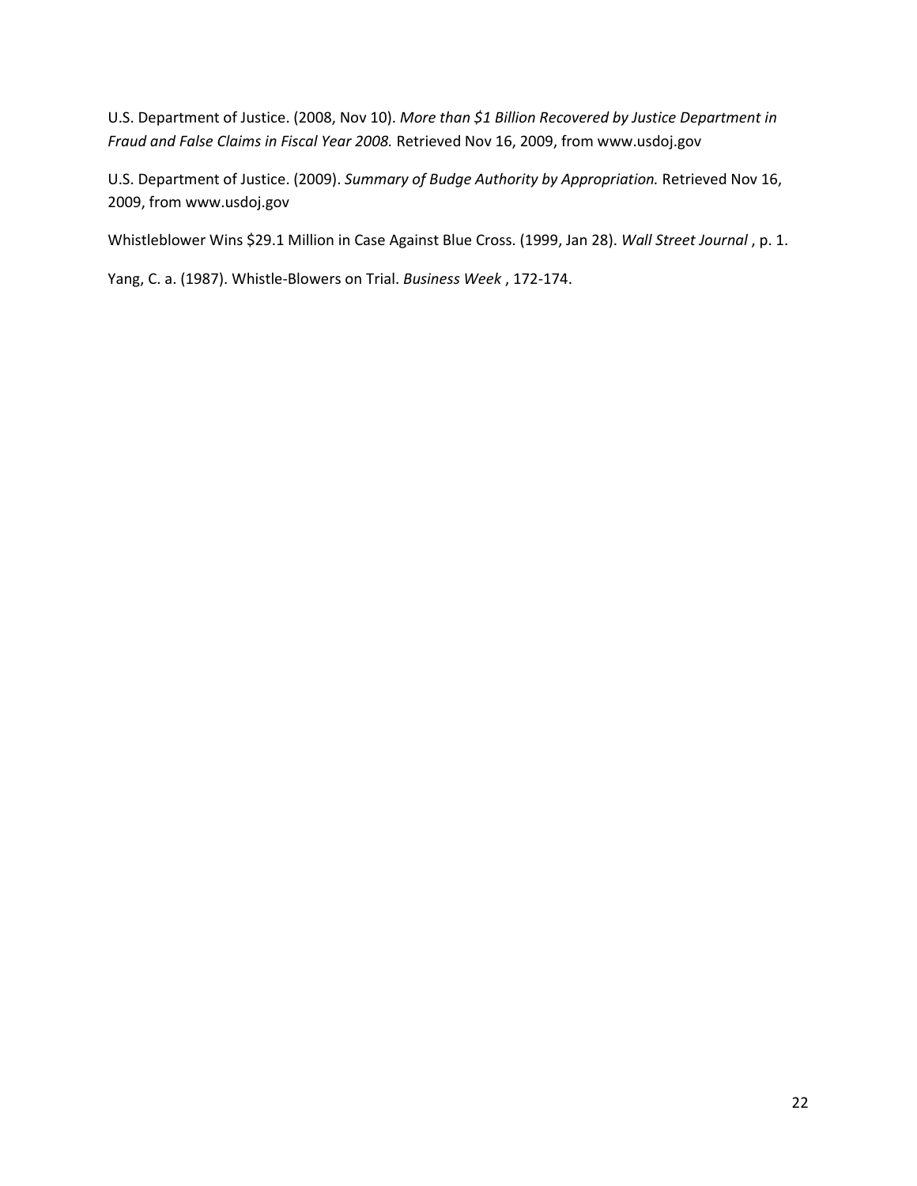U.S. Department of Justice. (2008, Nov 10). *More than $1 Billion Recovered by Justice Department in Fraud and False Claims in Fiscal Year 2008.* Retrieved Nov 16, 2009, from www.usdoj.gov

U.S. Department of Justice. (2009). *Summary of Budge Authority by Appropriation.* Retrieved Nov 16, 2009, from www.usdoj.gov

Whistleblower Wins $29.1 Million in Case Against Blue Cross. (1999, Jan 28). *Wall Street Journal* , p. 1.

Yang, C. a. (1987). Whistle-Blowers on Trial. *Business Week* , 172-174.